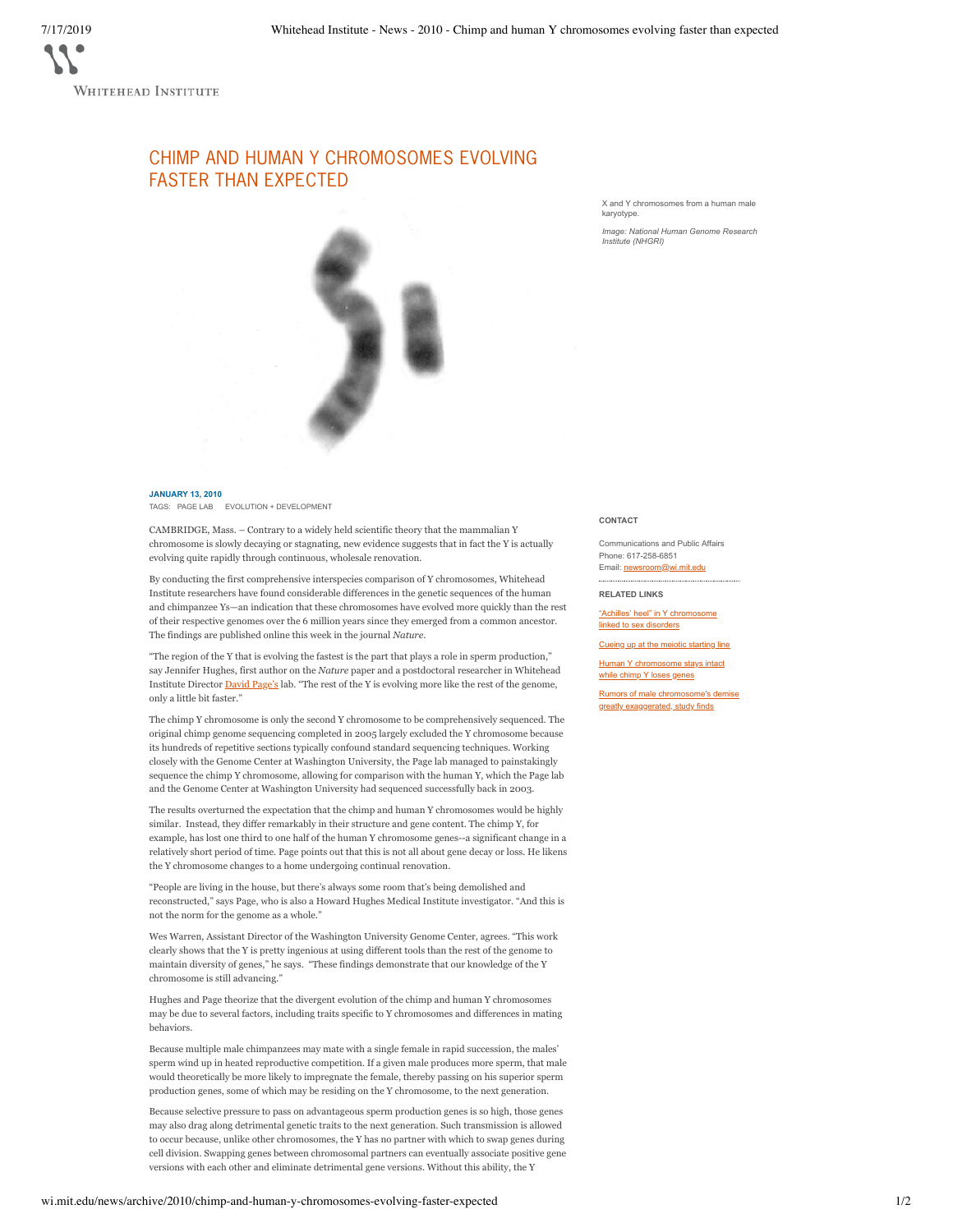# CHIMP AND HUMAN Y CHROMOSOMES EVOLVING FASTER THAN EXPECTED

X and Y chromosomes from a human male karyotype.

*Image: National Human Genome Research Institute (NHGRI)*

**JANUARY 13, 2010**

TAGS: PAGE LAB EVOLUTION + DEVELOPMENT

CAMBRIDGE, Mass. – Contrary to a widely held scientific theory that the mammalian Y chromosome is slowly decaying or stagnating, new evidence suggests that in fact the Y is actually evolving quite rapidly through continuous, wholesale renovation.

By conducting the first comprehensive interspecies comparison of Y chromosomes, Whitehead Institute researchers have found considerable differences in the genetic sequences of the human and chimpanzee Ys—an indication that these chromosomes have evolved more quickly than the rest of their respective genomes over the 6 million years since they emerged from a common ancestor. The findings are published online this week in the journal *Nature*.

"The region of the Y that is evolving the fastest is the part that plays a role in sperm production," say Jennifer Hughes, first author on the *Nature* paper and a postdoctoral researcher in Whitehead Institute Director David Page's lab. "The rest of the Y is evolving more like the rest of the genome, only a little bit faster."

The chimp Y chromosome is only the second Y chromosome to be comprehensively sequenced. The original chimp genome sequencing completed in 2005 largely excluded the Y chromosome because its hundreds of repetitive sections typically confound standard sequencing techniques. Working closely with the Genome Center at Washington University, the Page lab managed to painstakingly sequence the chimp Y chromosome, allowing for comparison with the human Y, which the Page lab and the Genome Center at Washington University had sequenced successfully back in 2003.

The results overturned the expectation that the chimp and human Y chromosomes would be highly similar. Instead, they differ remarkably in their structure and gene content. The chimp Y, for example, has lost one third to one half of the human Y chromosome genes--a significant change in a relatively short period of time. Page points out that this is not all about gene decay or loss. He likens the Y chromosome changes to a home undergoing continual renovation.

"People are living in the house, but there's always some room that's being demolished and reconstructed," says Page, who is also a Howard Hughes Medical Institute investigator. "And this is not the norm for the genome as a whole."

Wes Warren, Assistant Director of the Washington University Genome Center, agrees. "This work clearly shows that the Y is pretty ingenious at using different tools than the rest of the genome to maintain diversity of genes," he says. "These findings demonstrate that our knowledge of the Y chromosome is still advancing."

Hughes and Page theorize that the divergent evolution of the chimp and human Y chromosomes may be due to several factors, including traits specific to Y chromosomes and differences in mating behaviors.

Because multiple male chimpanzees may mate with a single female in rapid succession, the males' sperm wind up in heated reproductive competition. If a given male produces more sperm, that male would theoretically be more likely to impregnate the female, thereby passing on his superior sperm production genes, some of which may be residing on the Y chromosome, to the next generation.

Because selective pressure to pass on advantageous sperm production genes is so high, those genes may also drag along detrimental genetic traits to the next generation. Such transmission is allowed to occur because, unlike other chromosomes, the Y has no partner with which to swap genes during cell division. Swapping genes between chromosomal partners can eventually associate positive gene versions with each other and eliminate detrimental gene versions. Without this ability, the Y

**CONTACT**

Communications and Public Affairs
Phone: 617-258-6851
Email: newsroom@wi.mit.edu

**RELATED LINKS**

"Achilles' heel" in Y chromosome linked to sex disorders

Cueing up at the meiotic starting line

Human Y chromosome stays intact while chimp Y loses genes

Rumors of male chromosome's demise greatly exaggerated, study finds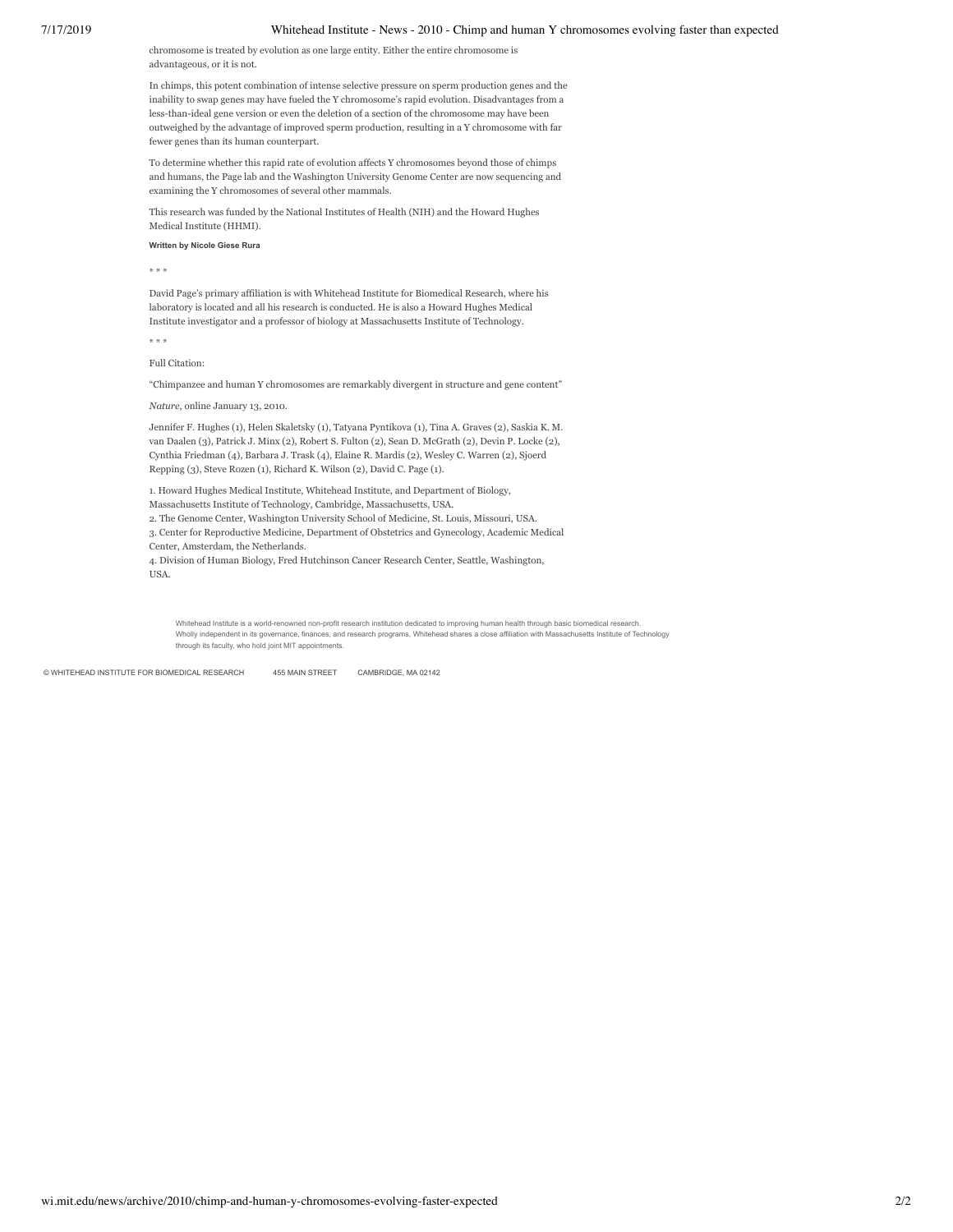chromosome is treated by evolution as one large entity. Either the entire chromosome is advantageous, or it is not.

In chimps, this potent combination of intense selective pressure on sperm production genes and the inability to swap genes may have fueled the Y chromosome's rapid evolution. Disadvantages from a less-than-ideal gene version or even the deletion of a section of the chromosome may have been outweighed by the advantage of improved sperm production, resulting in a Y chromosome with far fewer genes than its human counterpart.

To determine whether this rapid rate of evolution affects Y chromosomes beyond those of chimps and humans, the Page lab and the Washington University Genome Center are now sequencing and examining the Y chromosomes of several other mammals.

This research was funded by the National Institutes of Health (NIH) and the Howard Hughes Medical Institute (HHMI).

**Written by Nicole Giese Rura**

\* \* \*

David Page's primary affiliation is with Whitehead Institute for Biomedical Research, where his laboratory is located and all his research is conducted. He is also a Howard Hughes Medical Institute investigator and a professor of biology at Massachusetts Institute of Technology.

\* \* \*

Full Citation:

"Chimpanzee and human Y chromosomes are remarkably divergent in structure and gene content"

*Nature*, online January 13, 2010.

Jennifer F. Hughes (1), Helen Skaletsky (1), Tatyana Pyntikova (1), Tina A. Graves (2), Saskia K. M. van Daalen (3), Patrick J. Minx (2), Robert S. Fulton (2), Sean D. McGrath (2), Devin P. Locke (2), Cynthia Friedman (4), Barbara J. Trask (4), Elaine R. Mardis (2), Wesley C. Warren (2), Sjoerd Repping (3), Steve Rozen (1), Richard K. Wilson (2), David C. Page (1).

1. Howard Hughes Medical Institute, Whitehead Institute, and Department of Biology, Massachusetts Institute of Technology, Cambridge, Massachusetts, USA.
2. The Genome Center, Washington University School of Medicine, St. Louis, Missouri, USA.
3. Center for Reproductive Medicine, Department of Obstetrics and Gynecology, Academic Medical Center, Amsterdam, the Netherlands.
4. Division of Human Biology, Fred Hutchinson Cancer Research Center, Seattle, Washington, USA.

Whitehead Institute is a world-renowned non-profit research institution dedicated to improving human health through basic biomedical research. Wholly independent in its governance, finances, and research programs, Whitehead shares a close affiliation with Massachusetts Institute of Technology through its faculty, who hold joint MIT appointments.

© WHITEHEAD INSTITUTE FOR BIOMEDICAL RESEARCH 455 MAIN STREET CAMBRIDGE, MA 02142